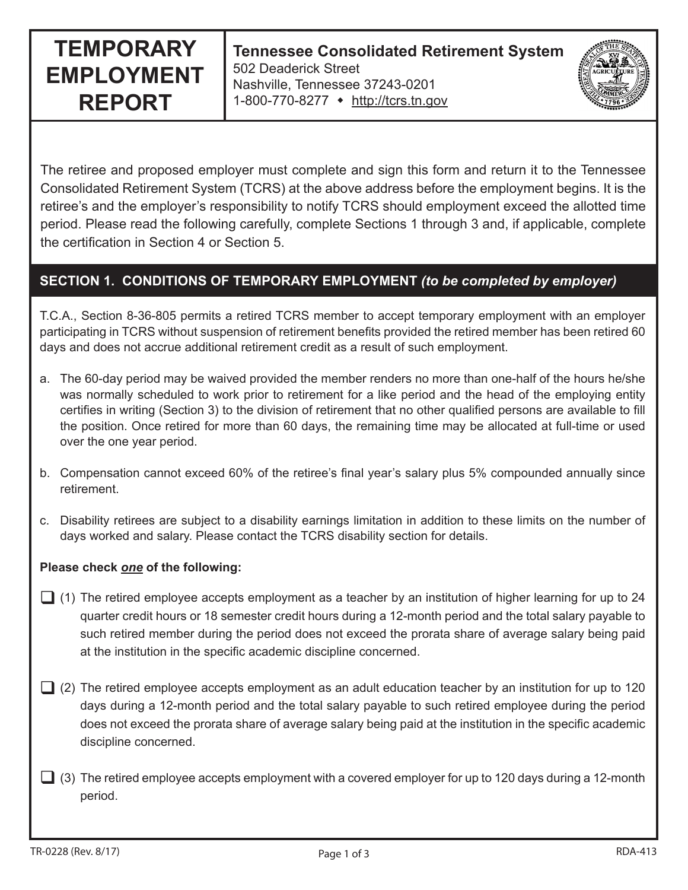# TEMPORARY EMPLOYMENT REPORT

**Tennessee Consolidated Retirement System**
502 Deaderick Street
Nashville, Tennessee 37243-0201
1-800-770-8277 ◆ http://tcrs.tn.gov

The retiree and proposed employer must complete and sign this form and return it to the Tennessee Consolidated Retirement System (TCRS) at the above address before the employment begins. It is the retiree's and the employer's responsibility to notify TCRS should employment exceed the allotted time period. Please read the following carefully, complete Sections 1 through 3 and, if applicable, complete the certification in Section 4 or Section 5.

## SECTION 1. CONDITIONS OF TEMPORARY EMPLOYMENT *(to be completed by employer)*

T.C.A., Section 8-36-805 permits a retired TCRS member to accept temporary employment with an employer participating in TCRS without suspension of retirement benefits provided the retired member has been retired 60 days and does not accrue additional retirement credit as a result of such employment.

a. The 60-day period may be waived provided the member renders no more than one-half of the hours he/she was normally scheduled to work prior to retirement for a like period and the head of the employing entity certifies in writing (Section 3) to the division of retirement that no other qualified persons are available to fill the position. Once retired for more than 60 days, the remaining time may be allocated at full-time or used over the one year period.

b. Compensation cannot exceed 60% of the retiree's final year's salary plus 5% compounded annually since retirement.

c. Disability retirees are subject to a disability earnings limitation in addition to these limits on the number of days worked and salary. Please contact the TCRS disability section for details.

**Please check *one* of the following:**

☐ (1) The retired employee accepts employment as a teacher by an institution of higher learning for up to 24 quarter credit hours or 18 semester credit hours during a 12-month period and the total salary payable to such retired member during the period does not exceed the prorata share of average salary being paid at the institution in the specific academic discipline concerned.

☐ (2) The retired employee accepts employment as an adult education teacher by an institution for up to 120 days during a 12-month period and the total salary payable to such retired employee during the period does not exceed the prorata share of average salary being paid at the institution in the specific academic discipline concerned.

☐ (3) The retired employee accepts employment with a covered employer for up to 120 days during a 12-month period.

TR-0228 (Rev. 8/17) RDA-413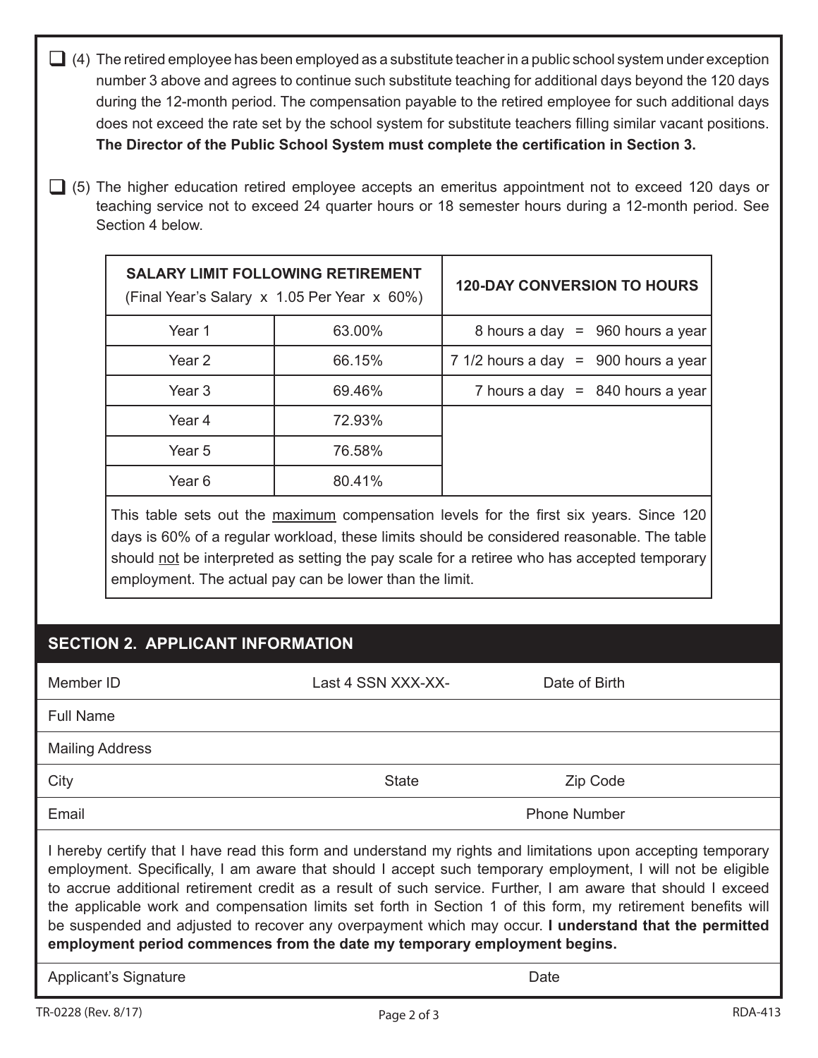- ☐ (4) The retired employee has been employed as a substitute teacher in a public school system under exception number 3 above and agrees to continue such substitute teaching for additional days beyond the 120 days during the 12-month period. The compensation payable to the retired employee for such additional days does not exceed the rate set by the school system for substitute teachers filling similar vacant positions. **The Director of the Public School System must complete the certification in Section 3.**

- ☐ (5) The higher education retired employee accepts an emeritus appointment not to exceed 120 days or teaching service not to exceed 24 quarter hours or 18 semester hours during a 12-month period. See Section 4 below.

| **SALARY LIMIT FOLLOWING RETIREMENT** (Final Year's Salary x 1.05 Per Year x 60%) | | **120-DAY CONVERSION TO HOURS** |
|---|---|---|
| Year 1 | 63.00% | 8 hours a day = 960 hours a year |
| Year 2 | 66.15% | 7 1/2 hours a day = 900 hours a year |
| Year 3 | 69.46% | 7 hours a day = 840 hours a year |
| Year 4 | 72.93% | |
| Year 5 | 76.58% | |
| Year 6 | 80.41% | |

This table sets out the maximum compensation levels for the first six years. Since 120 days is 60% of a regular workload, these limits should be considered reasonable. The table should not be interpreted as setting the pay scale for a retiree who has accepted temporary employment. The actual pay can be lower than the limit.

## SECTION 2. APPLICANT INFORMATION

| Member ID | Last 4 SSN XXX-XX- | Date of Birth |
|---|---|---|
| Full Name | | |
| Mailing Address | | |
| City | State | Zip Code |
| Email | | Phone Number |

I hereby certify that I have read this form and understand my rights and limitations upon accepting temporary employment. Specifically, I am aware that should I accept such temporary employment, I will not be eligible to accrue additional retirement credit as a result of such service. Further, I am aware that should I exceed the applicable work and compensation limits set forth in Section 1 of this form, my retirement benefits will be suspended and adjusted to recover any overpayment which may occur. **I understand that the permitted employment period commences from the date my temporary employment begins.**

| Applicant's Signature | Date |
|---|---|

TR-0228 (Rev. 8/17) RDA-413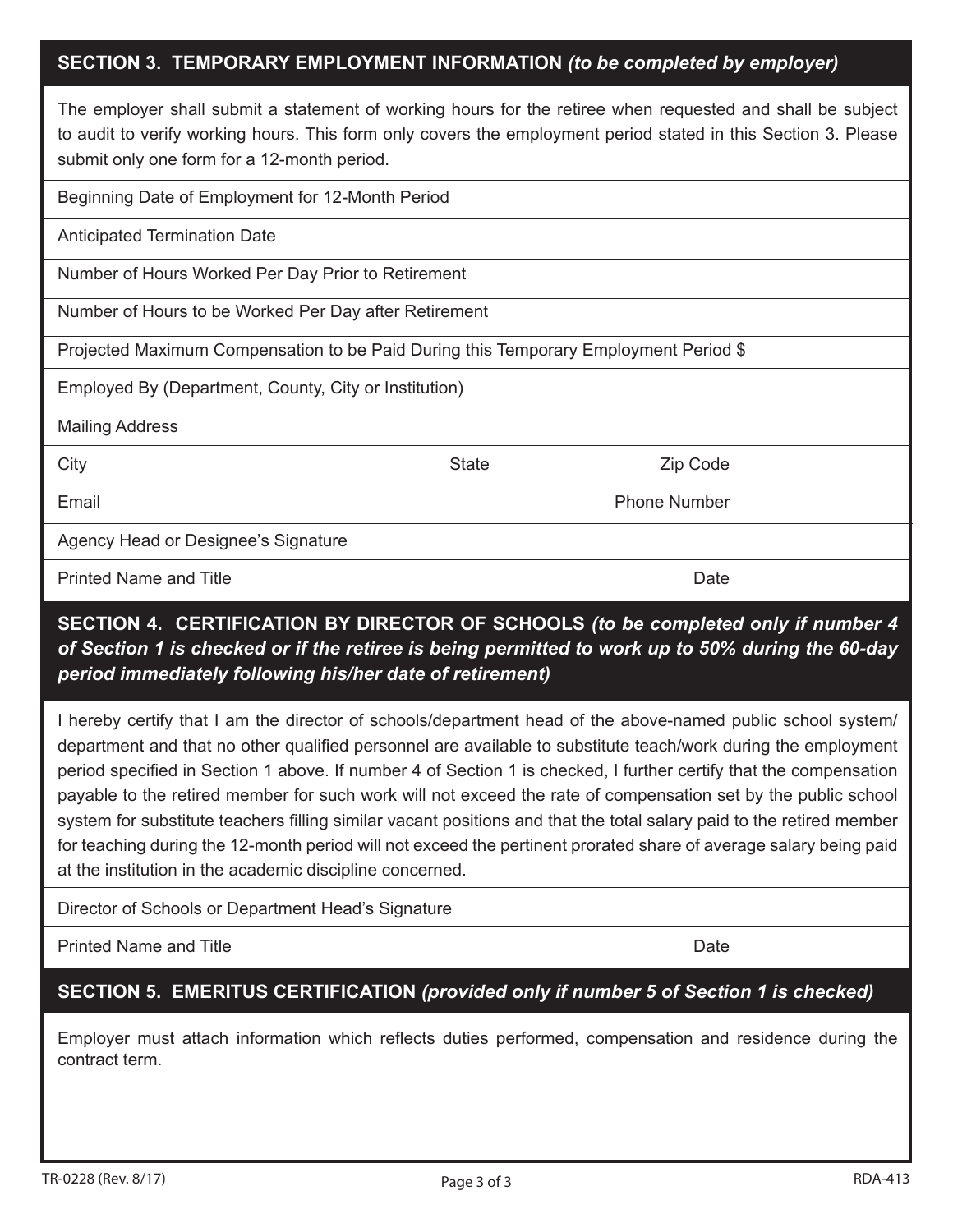## SECTION 3. TEMPORARY EMPLOYMENT INFORMATION *(to be completed by employer)*

The employer shall submit a statement of working hours for the retiree when requested and shall be subject to audit to verify working hours. This form only covers the employment period stated in this Section 3. Please submit only one form for a 12-month period.

| | | |
|---|---|---|
| Beginning Date of Employment for 12-Month Period | | |
| Anticipated Termination Date | | |
| Number of Hours Worked Per Day Prior to Retirement | | |
| Number of Hours to be Worked Per Day after Retirement | | |
| Projected Maximum Compensation to be Paid During this Temporary Employment Period $ | | |
| Employed By (Department, County, City or Institution) | | |
| Mailing Address | | |
| City | State | Zip Code |
| Email | | Phone Number |
| Agency Head or Designee's Signature | | |
| Printed Name and Title | | Date |

## SECTION 4. CERTIFICATION BY DIRECTOR OF SCHOOLS *(to be completed only if number 4 of Section 1 is checked or if the retiree is being permitted to work up to 50% during the 60-day period immediately following his/her date of retirement)*

I hereby certify that I am the director of schools/department head of the above-named public school system/department and that no other qualified personnel are available to substitute teach/work during the employment period specified in Section 1 above. If number 4 of Section 1 is checked, I further certify that the compensation payable to the retired member for such work will not exceed the rate of compensation set by the public school system for substitute teachers filling similar vacant positions and that the total salary paid to the retired member for teaching during the 12-month period will not exceed the pertinent prorated share of average salary being paid at the institution in the academic discipline concerned.

| | |
|---|---|
| Director of Schools or Department Head's Signature | |
| Printed Name and Title | Date |

## SECTION 5. EMERITUS CERTIFICATION *(provided only if number 5 of Section 1 is checked)*

Employer must attach information which reflects duties performed, compensation and residence during the contract term.

TR-0228 (Rev. 8/17) RDA-413